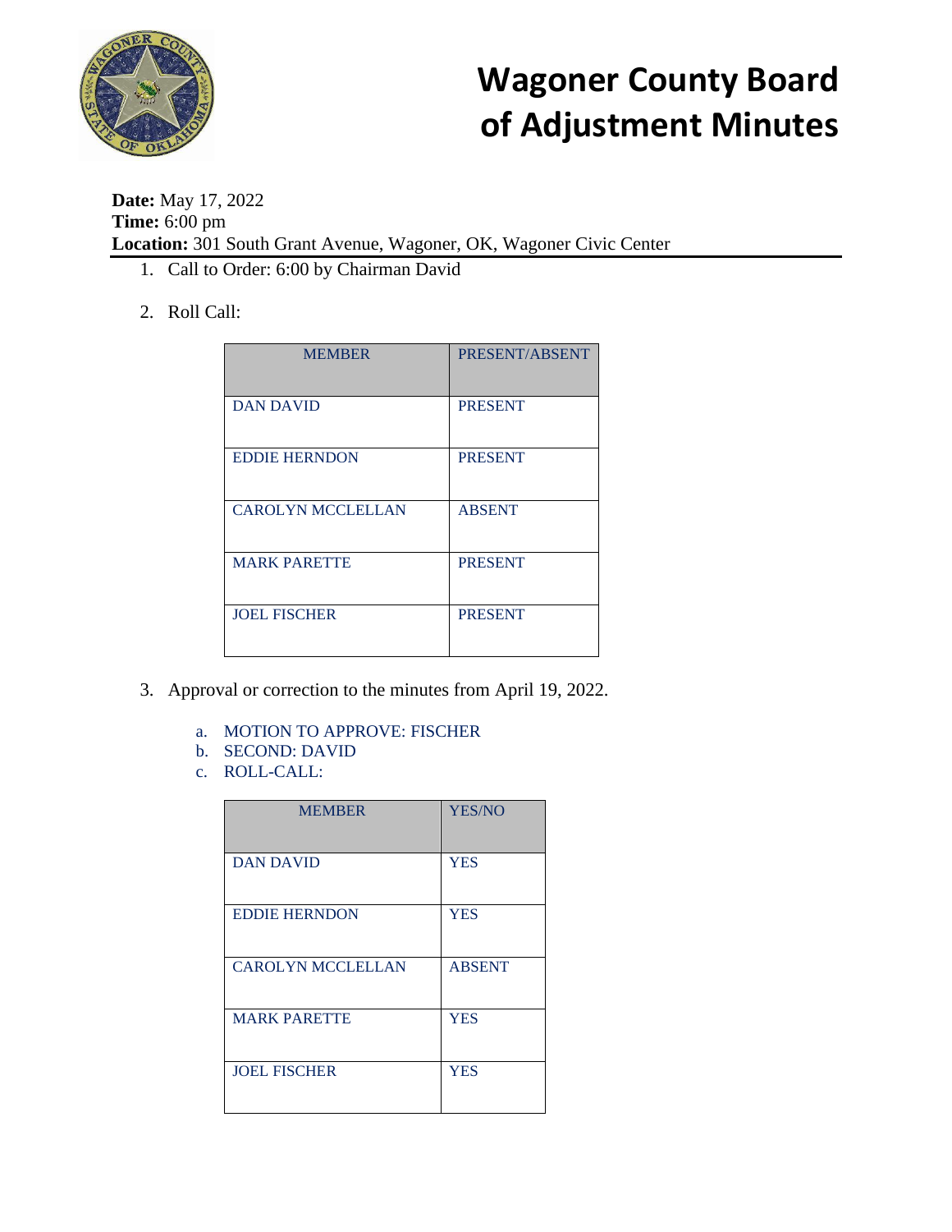# Wagoner County Board of Adjustment Minutes

**Date:** May 17, 2022
**Time:** 6:00 pm
**Location:** 301 South Grant Avenue, Wagoner, OK, Wagoner Civic Center

1. Call to Order: 6:00 by Chairman David

2. Roll Call:

| MEMBER | PRESENT/ABSENT |
|---|---|
| DAN DAVID | PRESENT |
| EDDIE HERNDON | PRESENT |
| CAROLYN MCCLELLAN | ABSENT |
| MARK PARETTE | PRESENT |
| JOEL FISCHER | PRESENT |

3. Approval or correction to the minutes from April 19, 2022.

   a. MOTION TO APPROVE: FISCHER
   b. SECOND: DAVID
   c. ROLL-CALL:

| MEMBER | YES/NO |
|---|---|
| DAN DAVID | YES |
| EDDIE HERNDON | YES |
| CAROLYN MCCLELLAN | ABSENT |
| MARK PARETTE | YES |
| JOEL FISCHER | YES |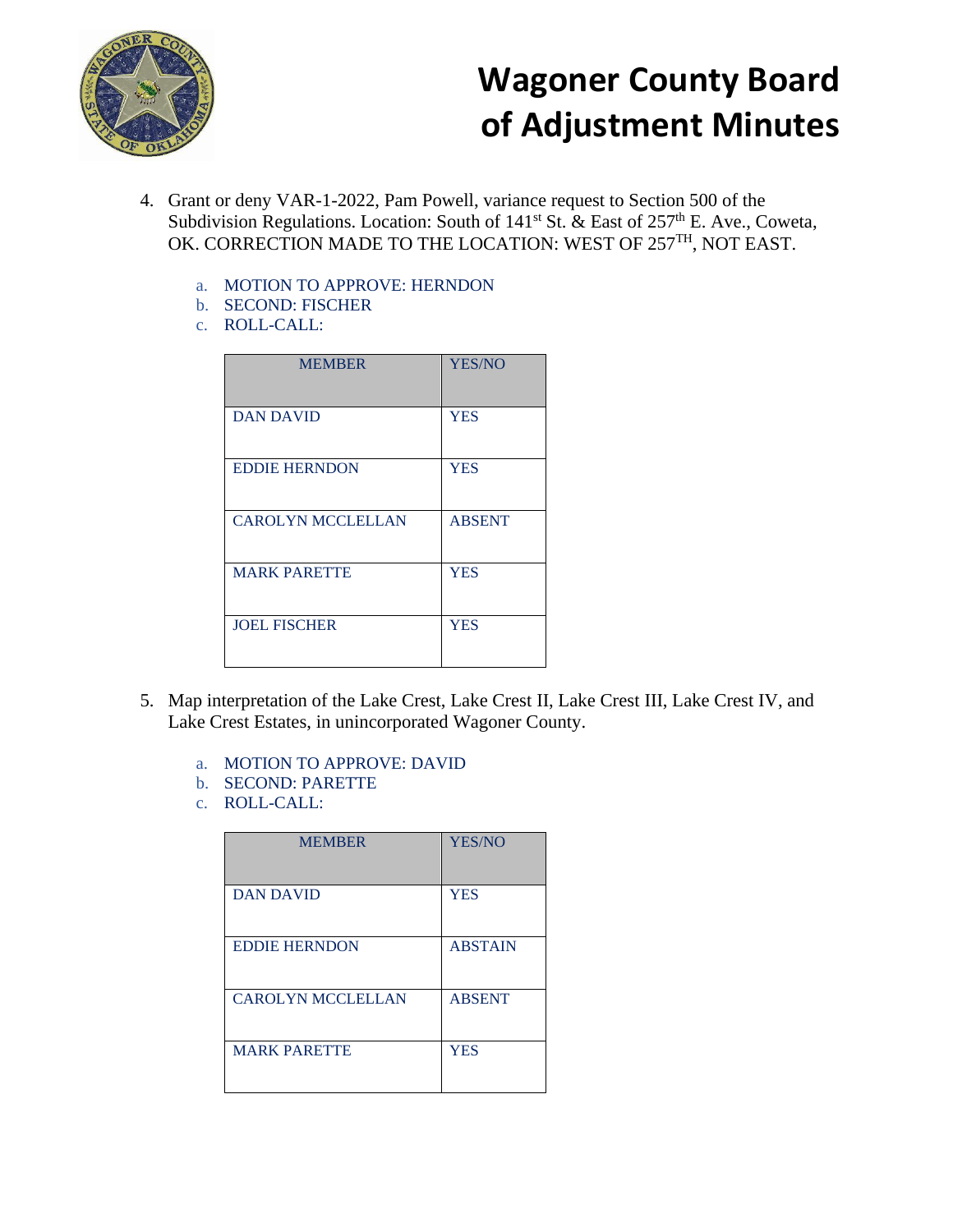# Wagoner County Board of Adjustment Minutes

4. Grant or deny VAR-1-2022, Pam Powell, variance request to Section 500 of the Subdivision Regulations. Location: South of 141st St. & East of 257th E. Ave., Coweta, OK. CORRECTION MADE TO THE LOCATION: WEST OF 257TH, NOT EAST.

   a. MOTION TO APPROVE: HERNDON
   b. SECOND: FISCHER
   c. ROLL-CALL:

| MEMBER | YES/NO |
|---|---|
| DAN DAVID | YES |
| EDDIE HERNDON | YES |
| CAROLYN MCCLELLAN | ABSENT |
| MARK PARETTE | YES |
| JOEL FISCHER | YES |

5. Map interpretation of the Lake Crest, Lake Crest II, Lake Crest III, Lake Crest IV, and Lake Crest Estates, in unincorporated Wagoner County.

   a. MOTION TO APPROVE: DAVID
   b. SECOND: PARETTE
   c. ROLL-CALL:

| MEMBER | YES/NO |
|---|---|
| DAN DAVID | YES |
| EDDIE HERNDON | ABSTAIN |
| CAROLYN MCCLELLAN | ABSENT |
| MARK PARETTE | YES |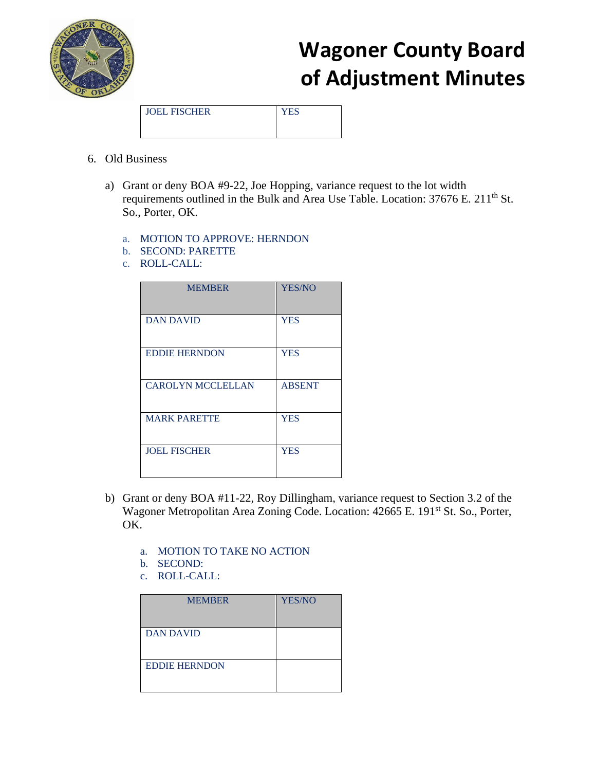| JOEL FISCHER | YES |
|---|---|

6. Old Business

   a) Grant or deny BOA #9-22, Joe Hopping, variance request to the lot width requirements outlined in the Bulk and Area Use Table. Location: 37676 E. 211th St. So., Porter, OK.

      a. MOTION TO APPROVE: HERNDON
      b. SECOND: PARETTE
      c. ROLL-CALL:

| MEMBER | YES/NO |
|---|---|
| DAN DAVID | YES |
| EDDIE HERNDON | YES |
| CAROLYN MCCLELLAN | ABSENT |
| MARK PARETTE | YES |
| JOEL FISCHER | YES |

   b) Grant or deny BOA #11-22, Roy Dillingham, variance request to Section 3.2 of the Wagoner Metropolitan Area Zoning Code. Location: 42665 E. 191st St. So., Porter, OK.

      a. MOTION TO TAKE NO ACTION
      b. SECOND:
      c. ROLL-CALL:

| MEMBER | YES/NO |
|---|---|
| DAN DAVID | |
| EDDIE HERNDON | |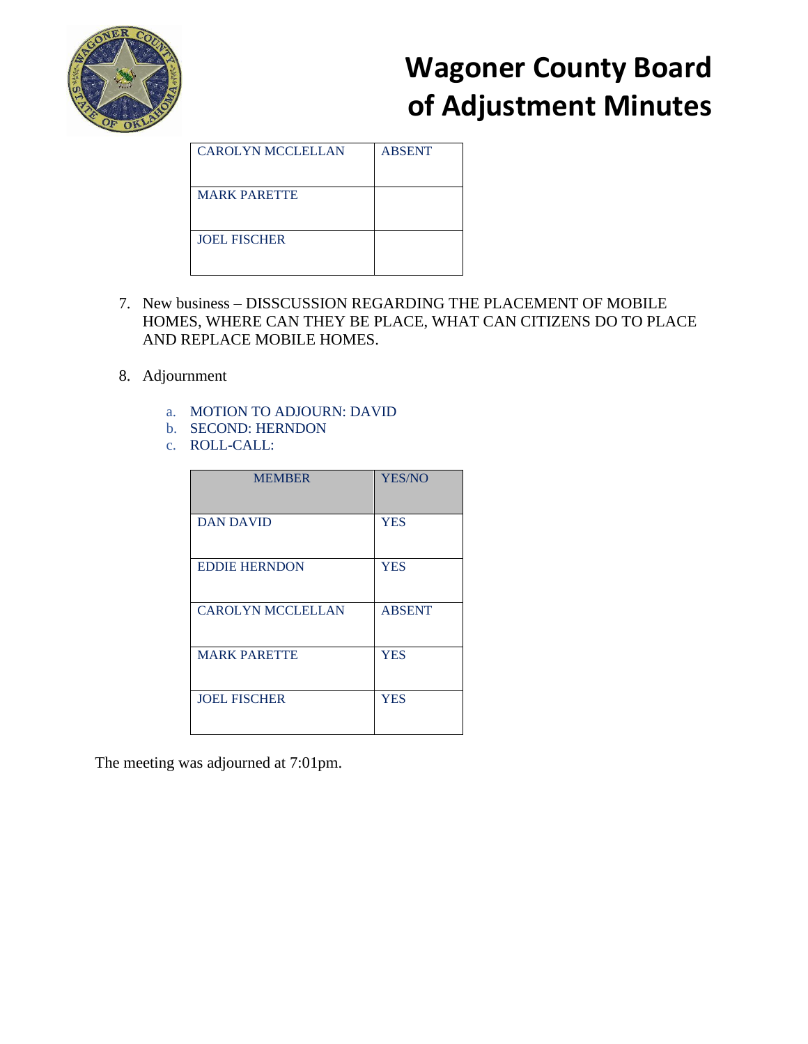# Wagoner County Board of Adjustment Minutes

| | |
|---|---|
| CAROLYN MCCLELLAN | ABSENT |
| MARK PARETTE | |
| JOEL FISCHER | |

7. New business – DISSCUSSION REGARDING THE PLACEMENT OF MOBILE HOMES, WHERE CAN THEY BE PLACE, WHAT CAN CITIZENS DO TO PLACE AND REPLACE MOBILE HOMES.

8. Adjournment

   a. MOTION TO ADJOURN: DAVID
   b. SECOND: HERNDON
   c. ROLL-CALL:

| MEMBER | YES/NO |
|---|---|
| DAN DAVID | YES |
| EDDIE HERNDON | YES |
| CAROLYN MCCLELLAN | ABSENT |
| MARK PARETTE | YES |
| JOEL FISCHER | YES |

The meeting was adjourned at 7:01pm.